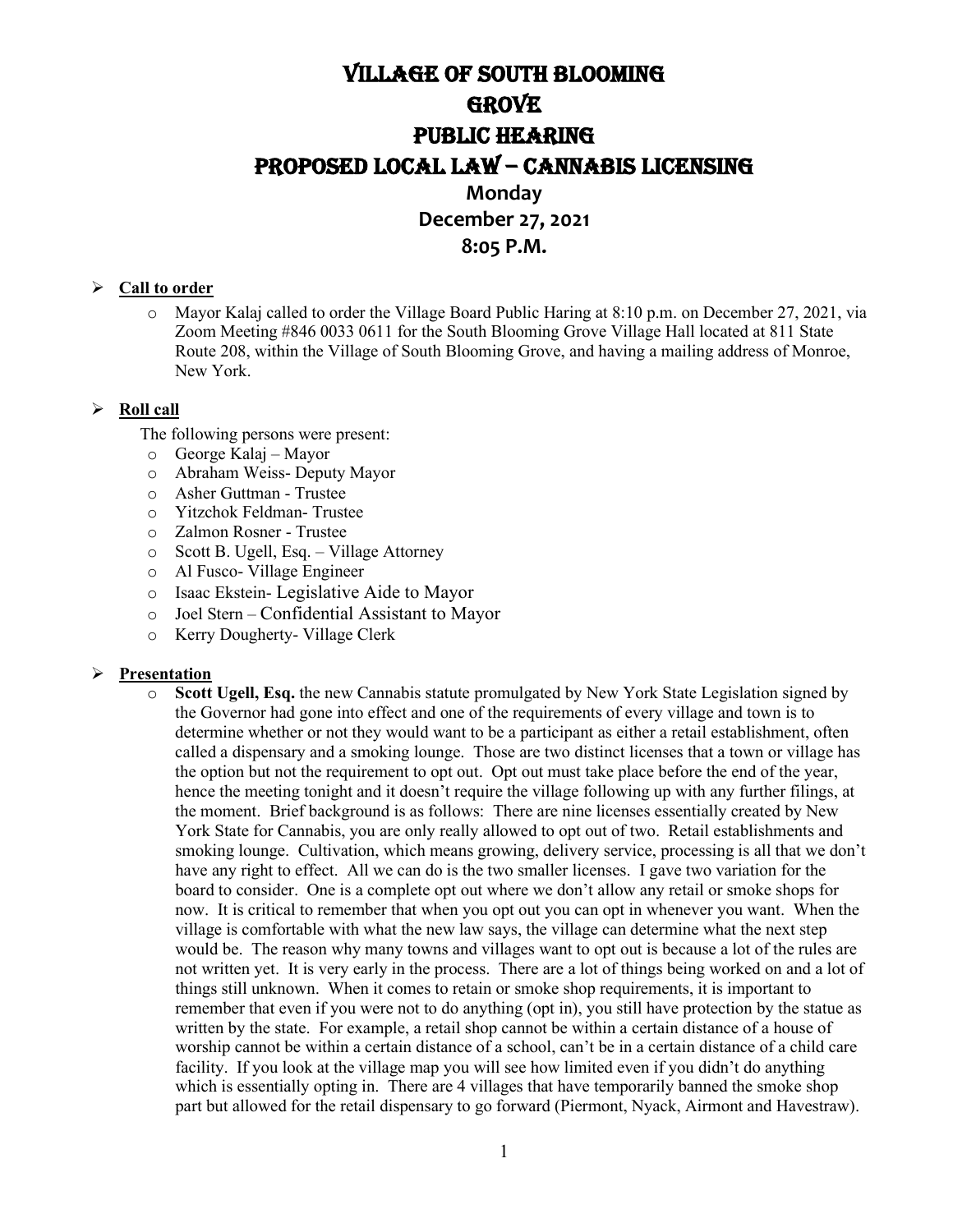# VILLAGE OF SOUTH BLOOMING GROVE

# PUBLIC HEARING

# PROPOSED LOCAL LAW – CANNABIS LICENSING

**Monday**

**December 27, 2021**

**8:05 P.M.**

- **Call to order**
  - Mayor Kalaj called to order the Village Board Public Haring at 8:10 p.m. on December 27, 2021, via Zoom Meeting #846 0033 0611 for the South Blooming Grove Village Hall located at 811 State Route 208, within the Village of South Blooming Grove, and having a mailing address of Monroe, New York.

- **Roll call**

  The following persons were present:
  - George Kalaj – Mayor
  - Abraham Weiss- Deputy Mayor
  - Asher Guttman - Trustee
  - Yitzchok Feldman- Trustee
  - Zalmon Rosner - Trustee
  - Scott B. Ugell, Esq. – Village Attorney
  - Al Fusco- Village Engineer
  - Isaac Ekstein- Legislative Aide to Mayor
  - Joel Stern – Confidential Assistant to Mayor
  - Kerry Dougherty- Village Clerk

- **Presentation**
  - **Scott Ugell, Esq.** the new Cannabis statute promulgated by New York State Legislation signed by the Governor had gone into effect and one of the requirements of every village and town is to determine whether or not they would want to be a participant as either a retail establishment, often called a dispensary and a smoking lounge. Those are two distinct licenses that a town or village has the option but not the requirement to opt out. Opt out must take place before the end of the year, hence the meeting tonight and it doesn't require the village following up with any further filings, at the moment. Brief background is as follows: There are nine licenses essentially created by New York State for Cannabis, you are only really allowed to opt out of two. Retail establishments and smoking lounge. Cultivation, which means growing, delivery service, processing is all that we don't have any right to effect. All we can do is the two smaller licenses. I gave two variation for the board to consider. One is a complete opt out where we don't allow any retail or smoke shops for now. It is critical to remember that when you opt out you can opt in whenever you want. When the village is comfortable with what the new law says, the village can determine what the next step would be. The reason why many towns and villages want to opt out is because a lot of the rules are not written yet. It is very early in the process. There are a lot of things being worked on and a lot of things still unknown. When it comes to retain or smoke shop requirements, it is important to remember that even if you were not to do anything (opt in), you still have protection by the statue as written by the state. For example, a retail shop cannot be within a certain distance of a house of worship cannot be within a certain distance of a school, can't be in a certain distance of a child care facility. If you look at the village map you will see how limited even if you didn't do anything which is essentially opting in. There are 4 villages that have temporarily banned the smoke shop part but allowed for the retail dispensary to go forward (Piermont, Nyack, Airmont and Havestraw).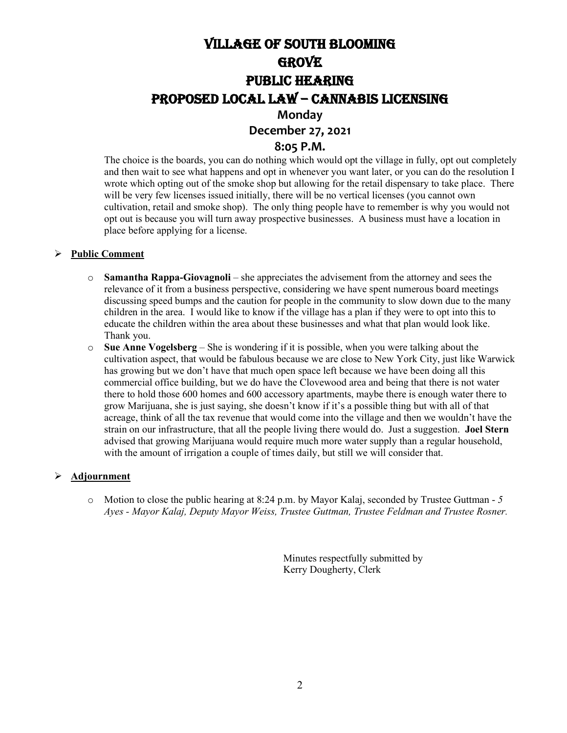# Village of South Blooming Grove

# Public Hearing

# Proposed Local Law – Cannabis Licensing

**Monday**

**December 27, 2021**

**8:05 P.M.**

The choice is the boards, you can do nothing which would opt the village in fully, opt out completely and then wait to see what happens and opt in whenever you want later, or you can do the resolution I wrote which opting out of the smoke shop but allowing for the retail dispensary to take place. There will be very few licenses issued initially, there will be no vertical licenses (you cannot own cultivation, retail and smoke shop). The only thing people have to remember is why you would not opt out is because you will turn away prospective businesses. A business must have a location in place before applying for a license.

- **Public Comment**

  - **Samantha Rappa-Giovagnoli** – she appreciates the advisement from the attorney and sees the relevance of it from a business perspective, considering we have spent numerous board meetings discussing speed bumps and the caution for people in the community to slow down due to the many children in the area. I would like to know if the village has a plan if they were to opt into this to educate the children within the area about these businesses and what that plan would look like. Thank you.
  - **Sue Anne Vogelsberg** – She is wondering if it is possible, when you were talking about the cultivation aspect, that would be fabulous because we are close to New York City, just like Warwick has growing but we don't have that much open space left because we have been doing all this commercial office building, but we do have the Clovewood area and being that there is not water there to hold those 600 homes and 600 accessory apartments, maybe there is enough water there to grow Marijuana, she is just saying, she doesn't know if it's a possible thing but with all of that acreage, think of all the tax revenue that would come into the village and then we wouldn't have the strain on our infrastructure, that all the people living there would do. Just a suggestion. **Joel Stern** advised that growing Marijuana would require much more water supply than a regular household, with the amount of irrigation a couple of times daily, but still we will consider that.

- **Adjournment**

  - Motion to close the public hearing at 8:24 p.m. by Mayor Kalaj, seconded by Trustee Guttman - *5 Ayes - Mayor Kalaj, Deputy Mayor Weiss, Trustee Guttman, Trustee Feldman and Trustee Rosner.*

Minutes respectfully submitted by
Kerry Dougherty, Clerk